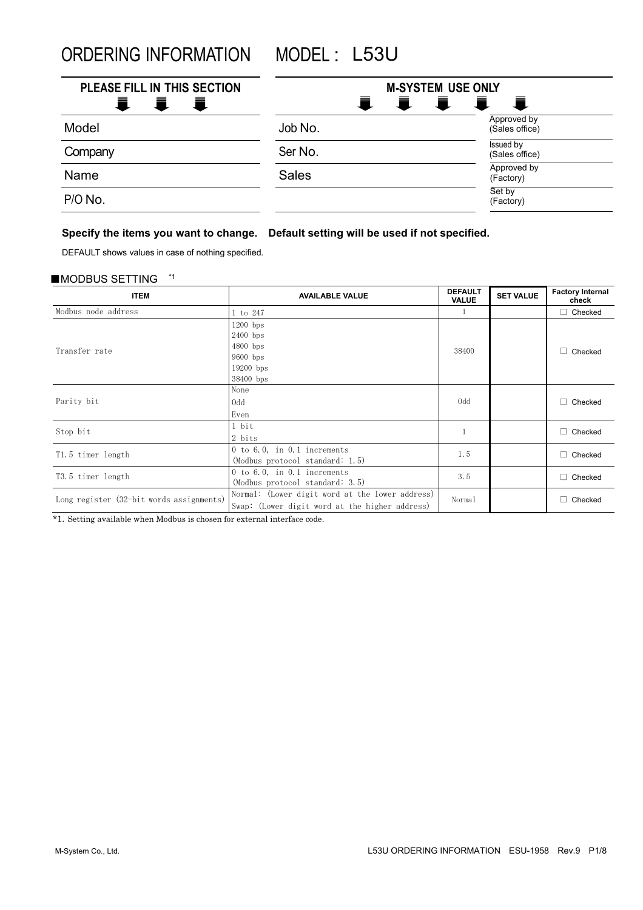# ORDERING INFORMATION MODEL : L53U

| PLEASE FILL IN THIS SECTION |
|---|
| Model |
| Company |
| Name |
| P/O No. |

| M-SYSTEM USE ONLY | |
|---|---|
| Job No. | Approved by (Sales office) |
| Ser No. | Issued by (Sales office) |
| Sales | Approved by (Factory) |
| | Set by (Factory) |

**Specify the items you want to change. Default setting will be used if not specified.**

DEFAULT shows values in case of nothing specified.

## ■MODBUS SETTING *1

| ITEM | AVAILABLE VALUE | DEFAULT VALUE | SET VALUE | Factory Internal check |
|---|---|---|---|---|
| Modbus node address | 1 to 247 | 1 | | □ Checked |
| Transfer rate | 1200 bps<br>2400 bps<br>4800 bps<br>9600 bps<br>19200 bps<br>38400 bps | 38400 | | □ Checked |
| Parity bit | None<br>Odd<br>Even | Odd | | □ Checked |
| Stop bit | 1 bit<br>2 bits | 1 | | □ Checked |
| T1.5 timer length | 0 to 6.0, in 0.1 increments<br>(Modbus protocol standard: 1.5) | 1.5 | | □ Checked |
| T3.5 timer length | 0 to 6.0, in 0.1 increments<br>(Modbus protocol standard: 3.5) | 3.5 | | □ Checked |
| Long register (32-bit words assignments) | Normal: (Lower digit word at the lower address)<br>Swap: (Lower digit word at the higher address) | Normal | | □ Checked |

*1. Setting available when Modbus is chosen for external interface code.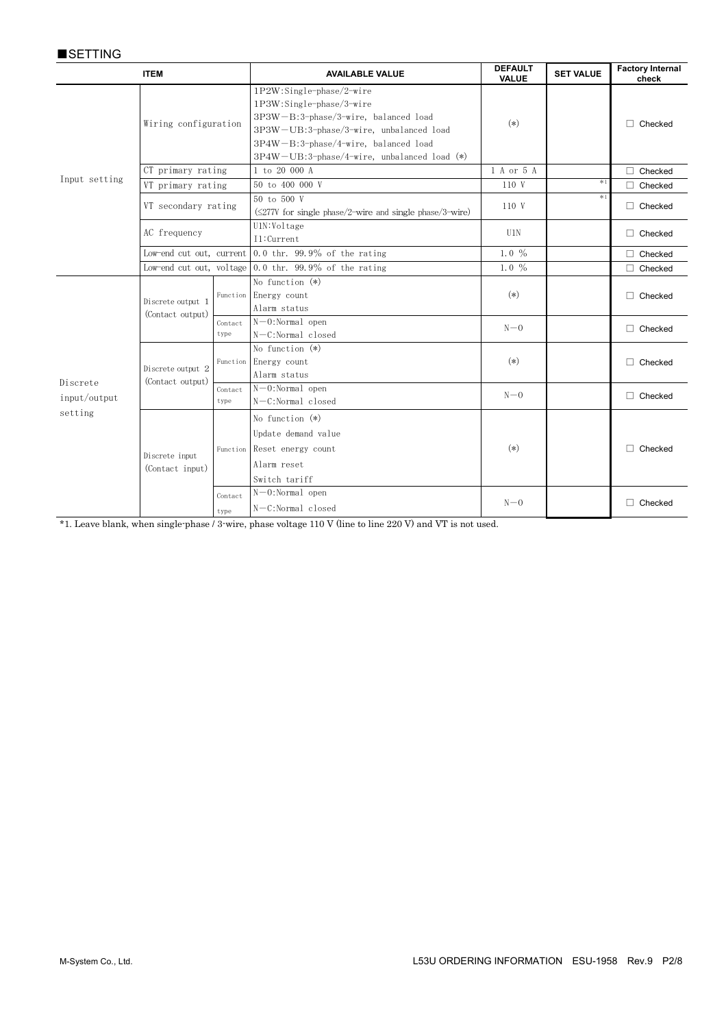## ■SETTING

| ITEM | | | AVAILABLE VALUE | DEFAULT VALUE | SET VALUE | Factory Internal check |
|---|---|---|---|---|---|---|
| Input setting | Wiring configuration | | 1P2W:Single-phase/2-wire<br>1P3W:Single-phase/3-wire<br>3P3W−B:3-phase/3-wire, balanced load<br>3P3W−UB:3-phase/3-wire, unbalanced load<br>3P4W−B:3-phase/4-wire, balanced load<br>3P4W−UB:3-phase/4-wire, unbalanced load (*) | (*) | | □ Checked |
| | CT primary rating | | 1 to 20 000 A | 1 A or 5 A | | □ Checked |
| | VT primary rating | | 50 to 400 000 V | 110 V | *1 | □ Checked |
| | VT secondary rating | | 50 to 500 V<br>(≤277V for single phase/2-wire and single phase/3-wire) | 110 V | *1 | □ Checked |
| | AC frequency | | U1N:Voltage<br>I1:Current | U1N | | □ Checked |
| | Low-end cut out, current | | 0.0 thr. 99.9% of the rating | 1.0 % | | □ Checked |
| | Low-end cut out, voltage | | 0.0 thr. 99.9% of the rating | 1.0 % | | □ Checked |
| Discrete input/output setting | Discrete output 1 (Contact output) | Function | No function (*)<br>Energy count<br>Alarm status | (*) | | □ Checked |
| | | Contact type | N−O:Normal open<br>N−C:Normal closed | N−O | | □ Checked |
| | Discrete output 2 (Contact output) | Function | No function (*)<br>Energy count<br>Alarm status | (*) | | □ Checked |
| | | Contact type | N−O:Normal open<br>N−C:Normal closed | N−O | | □ Checked |
| | Discrete input (Contact input) | Function | No function (*)<br>Update demand value<br>Reset energy count<br>Alarm reset<br>Switch tariff | (*) | | □ Checked |
| | | Contact type | N−O:Normal open<br>N−C:Normal closed | N−O | | □ Checked |

*1. Leave blank, when single-phase / 3-wire, phase voltage 110 V (line to line 220 V) and VT is not used.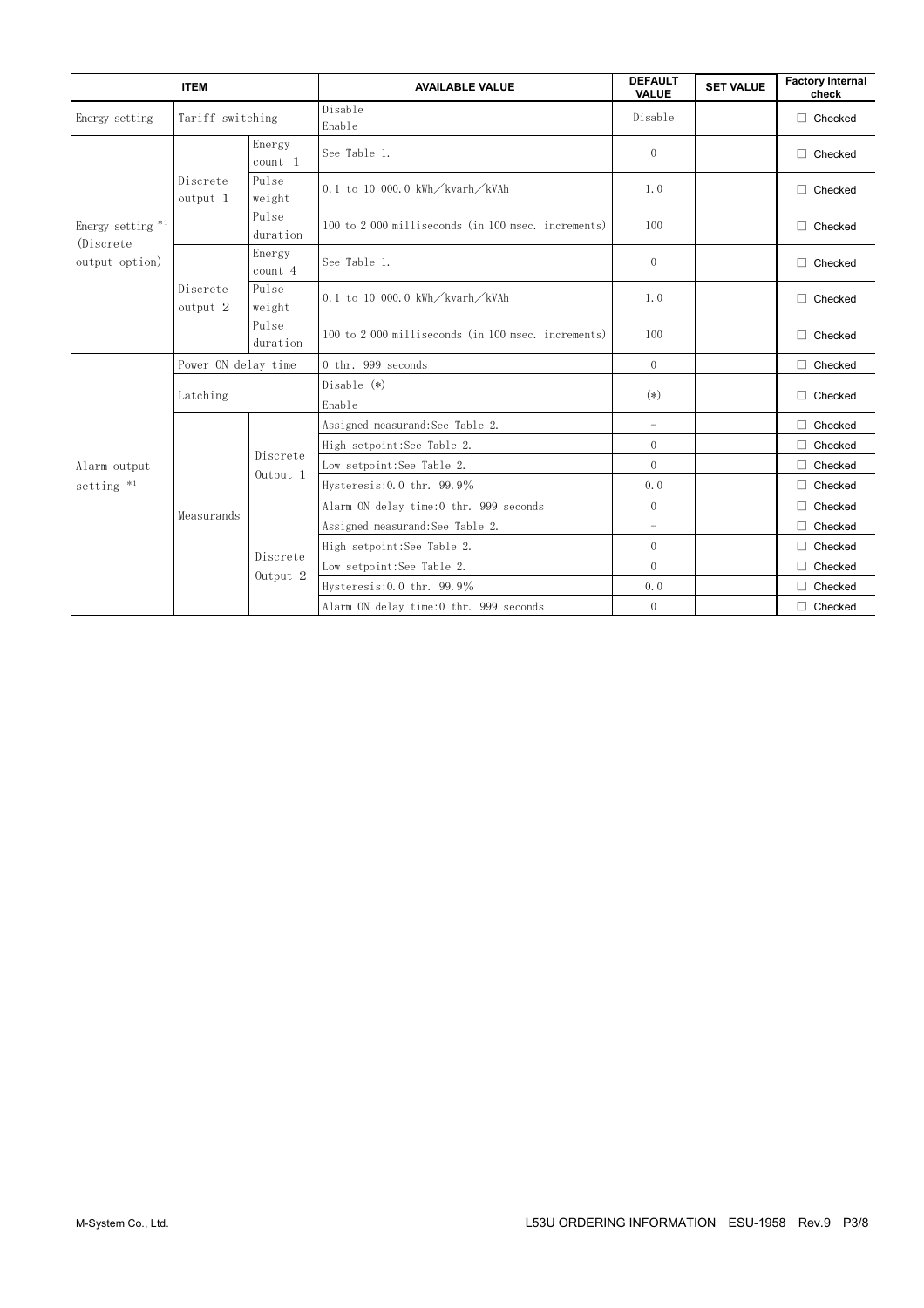| ITEM | | | AVAILABLE VALUE | DEFAULT VALUE | SET VALUE | Factory Internal check |
|---|---|---|---|---|---|---|
| Energy setting | Tariff switching | | Disable<br>Enable | Disable | | □ Checked |
| Energy setting *1 (Discrete output option) | Discrete output 1 | Energy count 1 | See Table 1. | 0 | | □ Checked |
| | | Pulse weight | 0.1 to 10 000.0 kWh／kvarh／kVAh | 1.0 | | □ Checked |
| | | Pulse duration | 100 to 2 000 milliseconds (in 100 msec. increments) | 100 | | □ Checked |
| | Discrete output 2 | Energy count 4 | See Table 1. | 0 | | □ Checked |
| | | Pulse weight | 0.1 to 10 000.0 kWh／kvarh／kVAh | 1.0 | | □ Checked |
| | | Pulse duration | 100 to 2 000 milliseconds (in 100 msec. increments) | 100 | | □ Checked |
| Alarm output setting *1 | Power ON delay time | | 0 thr. 999 seconds | 0 | | □ Checked |
| | Latching | | Disable (*)<br>Enable | (*) | | □ Checked |
| | Measurands | Discrete Output 1 | Assigned measurand:See Table 2. | − | | □ Checked |
| | | | High setpoint:See Table 2. | 0 | | □ Checked |
| | | | Low setpoint:See Table 2. | 0 | | □ Checked |
| | | | Hysteresis:0.0 thr. 99.9% | 0.0 | | □ Checked |
| | | | Alarm ON delay time:0 thr. 999 seconds | 0 | | □ Checked |
| | | Discrete Output 2 | Assigned measurand:See Table 2. | − | | □ Checked |
| | | | High setpoint:See Table 2. | 0 | | □ Checked |
| | | | Low setpoint:See Table 2. | 0 | | □ Checked |
| | | | Hysteresis:0.0 thr. 99.9% | 0.0 | | □ Checked |
| | | | Alarm ON delay time:0 thr. 999 seconds | 0 | | □ Checked |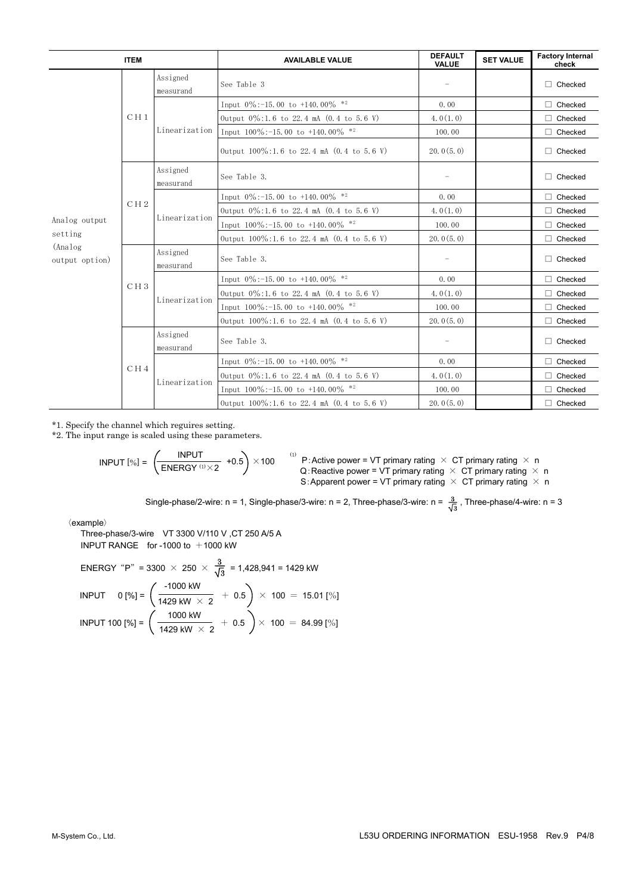| ITEM | | | AVAILABLE VALUE | DEFAULT VALUE | SET VALUE | Factory Internal check |
|---|---|---|---|---|---|---|
| Analog output setting (Analog output option) | CH1 | Assigned measurand | See Table 3 | − | | □ Checked |
| | | Linearization | Input 0%:-15.00 to +140.00% *2 | 0.00 | | □ Checked |
| | | | Output 0%:1.6 to 22.4 mA (0.4 to 5.6 V) | 4.0(1.0) | | □ Checked |
| | | | Input 100%:-15.00 to +140.00% *2 | 100.00 | | □ Checked |
| | | | Output 100%:1.6 to 22.4 mA (0.4 to 5.6 V) | 20.0(5.0) | | □ Checked |
| | CH2 | Assigned measurand | See Table 3. | − | | □ Checked |
| | | Linearization | Input 0%:-15.00 to +140.00% *2 | 0.00 | | □ Checked |
| | | | Output 0%:1.6 to 22.4 mA (0.4 to 5.6 V) | 4.0(1.0) | | □ Checked |
| | | | Input 100%:-15.00 to +140.00% *2 | 100.00 | | □ Checked |
| | | | Output 100%:1.6 to 22.4 mA (0.4 to 5.6 V) | 20.0(5.0) | | □ Checked |
| | CH3 | Assigned measurand | See Table 3. | − | | □ Checked |
| | | Linearization | Input 0%:-15.00 to +140.00% *2 | 0.00 | | □ Checked |
| | | | Output 0%:1.6 to 22.4 mA (0.4 to 5.6 V) | 4.0(1.0) | | □ Checked |
| | | | Input 100%:-15.00 to +140.00% *2 | 100.00 | | □ Checked |
| | | | Output 100%:1.6 to 22.4 mA (0.4 to 5.6 V) | 20.0(5.0) | | □ Checked |
| | CH4 | Assigned measurand | See Table 3. | − | | □ Checked |
| | | Linearization | Input 0%:-15.00 to +140.00% *2 | 0.00 | | □ Checked |
| | | | Output 0%:1.6 to 22.4 mA (0.4 to 5.6 V) | 4.0(1.0) | | □ Checked |
| | | | Input 100%:-15.00 to +140.00% *2 | 100.00 | | □ Checked |
| | | | Output 100%:1.6 to 22.4 mA (0.4 to 5.6 V) | 20.0(5.0) | | □ Checked |

*1. Specify the channel which reguires setting.
*2. The input range is scaled using these parameters.

$$\text{INPUT [\%]} = \left(\frac{\text{INPUT}}{\text{ENERGY}^{(1)} \times 2} + 0.5\right) \times 100$$

(1) P: Active power = VT primary rating × CT primary rating × n
Q: Reactive power = VT primary rating × CT primary rating × n
S: Apparent power = VT primary rating × CT primary rating × n

Single-phase/2-wire: n = 1, Single-phase/3-wire: n = 2, Three-phase/3-wire: $n = \frac{3}{\sqrt{3}}$, Three-phase/4-wire: n = 3

〈example〉

Three-phase/3-wire VT 3300 V/110 V ,CT 250 A/5 A
INPUT RANGE for -1000 to +1000 kW

$$\text{ENERGY "P"} = 3300 \times 250 \times \frac{3}{\sqrt{3}} = 1{,}428{,}941 = 1429 \text{ kW}$$

$$\text{INPUT } 0\ [\%] = \left(\frac{-1000 \text{ kW}}{1429 \text{ kW} \times 2} + 0.5\right) \times 100 = 15.01\ [\%]$$

$$\text{INPUT } 100\ [\%] = \left(\frac{1000 \text{ kW}}{1429 \text{ kW} \times 2} + 0.5\right) \times 100 = 84.99\ [\%]$$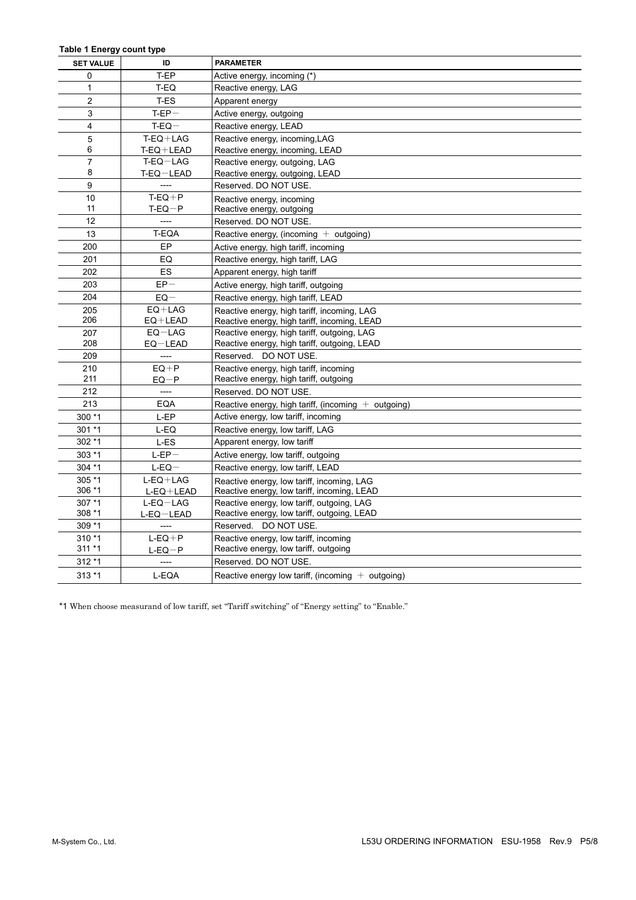**Table 1 Energy count type**

| SET VALUE | ID | PARAMETER |
|---|---|---|
| 0 | T-EP | Active energy, incoming (*) |
| 1 | T-EQ | Reactive energy, LAG |
| 2 | T-ES | Apparent energy |
| 3 | T-EP－ | Active energy, outgoing |
| 4 | T-EQ－ | Reactive energy, LEAD |
| 5<br>6 | T-EQ＋LAG<br>T-EQ＋LEAD | Reactive energy, incoming,LAG<br>Reactive energy, incoming, LEAD |
| 7<br>8 | T-EQ－LAG<br>T-EQ－LEAD | Reactive energy, outgoing, LAG<br>Reactive energy, outgoing, LEAD |
| 9 | ---- | Reserved. DO NOT USE. |
| 10<br>11 | T-EQ＋P<br>T-EQ－P | Reactive energy, incoming<br>Reactive energy, outgoing |
| 12 | ---- | Reserved. DO NOT USE. |
| 13 | T-EQA | Reactive energy, (incoming ＋ outgoing) |
| 200 | EP | Active energy, high tariff, incoming |
| 201 | EQ | Reactive energy, high tariff, LAG |
| 202 | ES | Apparent energy, high tariff |
| 203 | EP－ | Active energy, high tariff, outgoing |
| 204 | EQ－ | Reactive energy, high tariff, LEAD |
| 205<br>206 | EQ＋LAG<br>EQ＋LEAD | Reactive energy, high tariff, incoming, LAG<br>Reactive energy, high tariff, incoming, LEAD |
| 207<br>208 | EQ－LAG<br>EQ－LEAD | Reactive energy, high tariff, outgoing, LAG<br>Reactive energy, high tariff, outgoing, LEAD |
| 209 | ---- | Reserved. DO NOT USE. |
| 210<br>211 | EQ＋P<br>EQ－P | Reactive energy, high tariff, incoming<br>Reactive energy, high tariff, outgoing |
| 212 | ---- | Reserved. DO NOT USE. |
| 213 | EQA | Reactive energy, high tariff, (incoming ＋ outgoing) |
| 300 *1 | L-EP | Active energy, low tariff, incoming |
| 301 *1 | L-EQ | Reactive energy, low tariff, LAG |
| 302 *1 | L-ES | Apparent energy, low tariff |
| 303 *1 | L-EP－ | Active energy, low tariff, outgoing |
| 304 *1 | L-EQ－ | Reactive energy, low tariff, LEAD |
| 305 *1<br>306 *1 | L-EQ＋LAG<br>L-EQ＋LEAD | Reactive energy, low tariff, incoming, LAG<br>Reactive energy, low tariff, incoming, LEAD |
| 307 *1<br>308 *1 | L-EQ－LAG<br>L-EQ－LEAD | Reactive energy, low tariff, outgoing, LAG<br>Reactive energy, low tariff, outgoing, LEAD |
| 309 *1 | ---- | Reserved. DO NOT USE. |
| 310 *1<br>311 *1 | L-EQ＋P<br>L-EQ－P | Reactive energy, low tariff, incoming<br>Reactive energy, low tariff, outgoing |
| 312 *1 | ---- | Reserved. DO NOT USE. |
| 313 *1 | L-EQA | Reactive energy low tariff, (incoming ＋ outgoing) |

*1 When choose measurand of low tariff, set “Tariff switching” of “Energy setting” to “Enable.”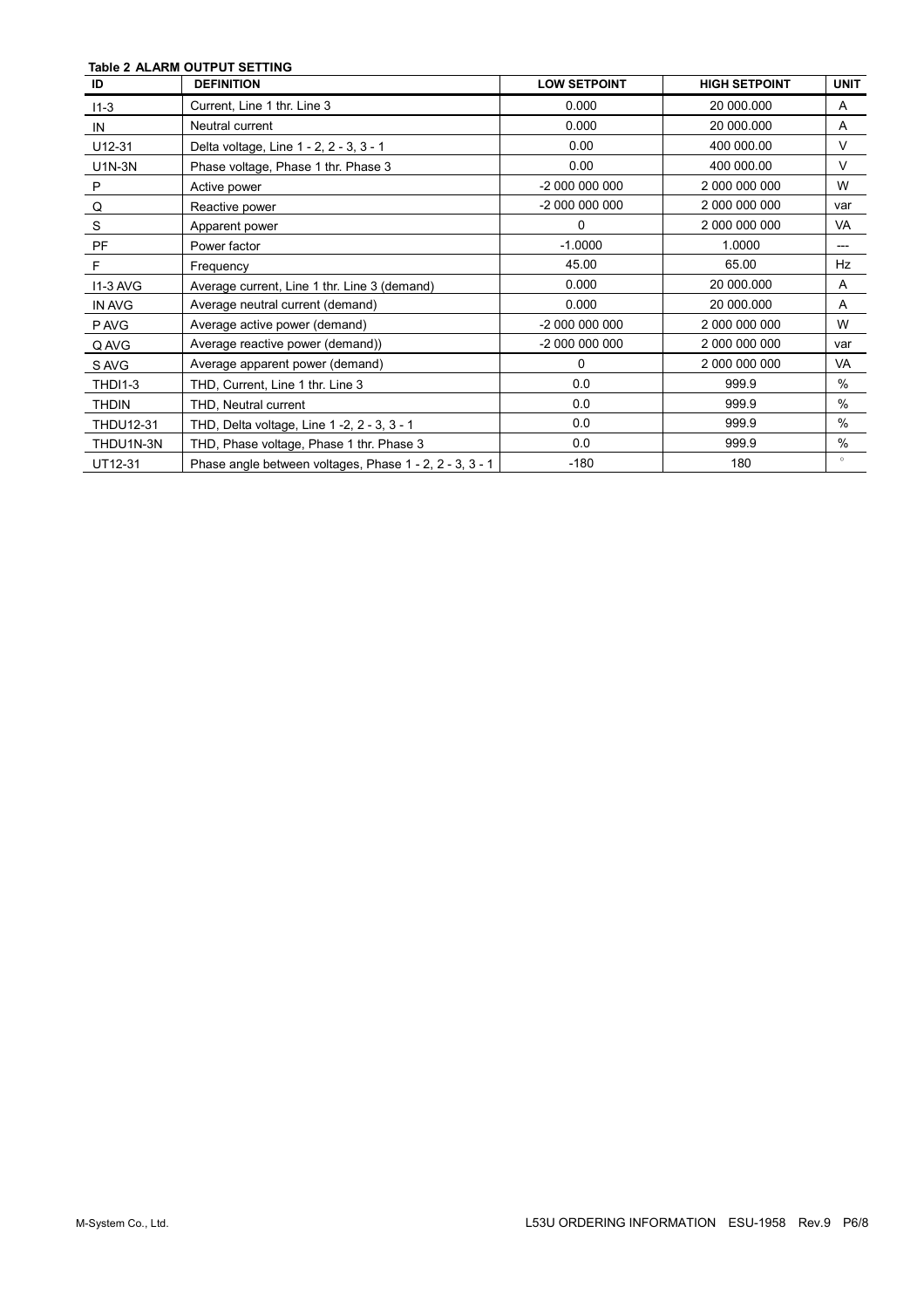**Table 2 ALARM OUTPUT SETTING**

| ID | DEFINITION | LOW SETPOINT | HIGH SETPOINT | UNIT |
|---|---|---|---|---|
| I1-3 | Current, Line 1 thr. Line 3 | 0.000 | 20 000.000 | A |
| IN | Neutral current | 0.000 | 20 000.000 | A |
| U12-31 | Delta voltage, Line 1 - 2, 2 - 3, 3 - 1 | 0.00 | 400 000.00 | V |
| U1N-3N | Phase voltage, Phase 1 thr. Phase 3 | 0.00 | 400 000.00 | V |
| P | Active power | -2 000 000 000 | 2 000 000 000 | W |
| Q | Reactive power | -2 000 000 000 | 2 000 000 000 | var |
| S | Apparent power | 0 | 2 000 000 000 | VA |
| PF | Power factor | -1.0000 | 1.0000 | --- |
| F | Frequency | 45.00 | 65.00 | Hz |
| I1-3 AVG | Average current, Line 1 thr. Line 3 (demand) | 0.000 | 20 000.000 | A |
| IN AVG | Average neutral current (demand) | 0.000 | 20 000.000 | A |
| P AVG | Average active power (demand) | -2 000 000 000 | 2 000 000 000 | W |
| Q AVG | Average reactive power (demand)) | -2 000 000 000 | 2 000 000 000 | var |
| S AVG | Average apparent power (demand) | 0 | 2 000 000 000 | VA |
| THDI1-3 | THD, Current, Line 1 thr. Line 3 | 0.0 | 999.9 | % |
| THDIN | THD, Neutral current | 0.0 | 999.9 | % |
| THDU12-31 | THD, Delta voltage, Line 1 -2, 2 - 3, 3 - 1 | 0.0 | 999.9 | % |
| THDU1N-3N | THD, Phase voltage, Phase 1 thr. Phase 3 | 0.0 | 999.9 | % |
| UT12-31 | Phase angle between voltages, Phase 1 - 2, 2 - 3, 3 - 1 | -180 | 180 | ° |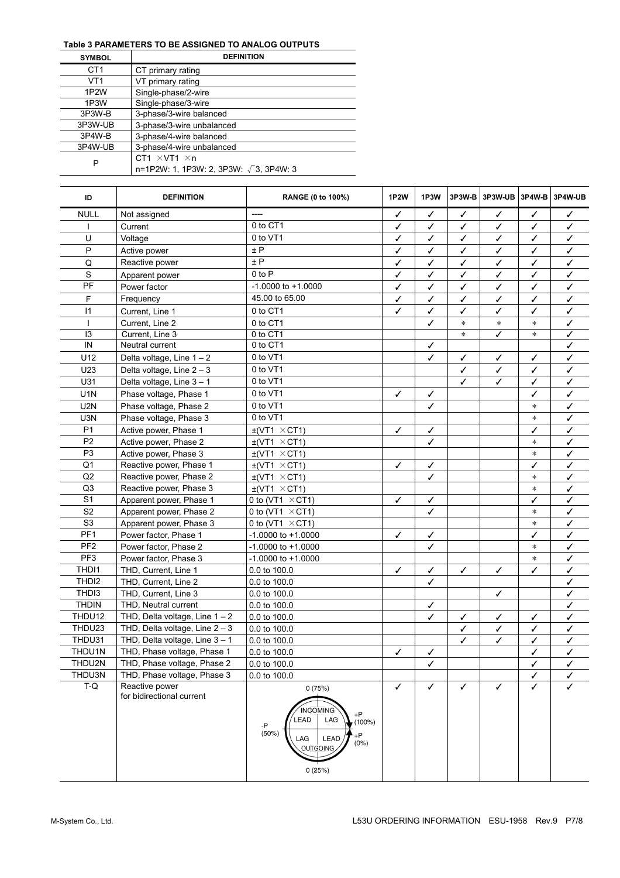**Table 3 PARAMETERS TO BE ASSIGNED TO ANALOG OUTPUTS**

| SYMBOL | DEFINITION |
|---|---|
| CT1 | CT primary rating |
| VT1 | VT primary rating |
| 1P2W | Single-phase/2-wire |
| 1P3W | Single-phase/3-wire |
| 3P3W-B | 3-phase/3-wire balanced |
| 3P3W-UB | 3-phase/3-wire unbalanced |
| 3P4W-B | 3-phase/4-wire balanced |
| 3P4W-UB | 3-phase/4-wire unbalanced |
| P | CT1 × VT1 × n<br>n=1P2W: 1, 1P3W: 2, 3P3W: $\sqrt{3}$, 3P4W: 3 |

| ID | DEFINITION | RANGE (0 to 100%) | 1P2W | 1P3W | 3P3W-B | 3P3W-UB | 3P4W-B | 3P4W-UB |
|---|---|---|---|---|---|---|---|---|
| NULL | Not assigned | ---- | ✓ | ✓ | ✓ | ✓ | ✓ | ✓ |
| I | Current | 0 to CT1 | ✓ | ✓ | ✓ | ✓ | ✓ | ✓ |
| U | Voltage | 0 to VT1 | ✓ | ✓ | ✓ | ✓ | ✓ | ✓ |
| P | Active power | ± P | ✓ | ✓ | ✓ | ✓ | ✓ | ✓ |
| Q | Reactive power | ± P | ✓ | ✓ | ✓ | ✓ | ✓ | ✓ |
| S | Apparent power | 0 to P | ✓ | ✓ | ✓ | ✓ | ✓ | ✓ |
| PF | Power factor | -1.0000 to +1.0000 | ✓ | ✓ | ✓ | ✓ | ✓ | ✓ |
| F | Frequency | 45.00 to 65.00 | ✓ | ✓ | ✓ | ✓ | ✓ | ✓ |
| I1 | Current, Line 1 | 0 to CT1 | ✓ | ✓ | ✓ | ✓ | ✓ | ✓ |
| I | Current, Line 2 | 0 to CT1 | | ✓ | * | * | * | ✓ |
| I3 | Current, Line 3 | 0 to CT1 | | | * | ✓ | * | ✓ |
| IN | Neutral current | 0 to CT1 | | ✓ | | | | ✓ |
| U12 | Delta voltage, Line 1 – 2 | 0 to VT1 | | ✓ | ✓ | ✓ | ✓ | ✓ |
| U23 | Delta voltage, Line 2 – 3 | 0 to VT1 | | | ✓ | ✓ | ✓ | ✓ |
| U31 | Delta voltage, Line 3 – 1 | 0 to VT1 | | | ✓ | ✓ | ✓ | ✓ |
| U1N | Phase voltage, Phase 1 | 0 to VT1 | ✓ | ✓ | | | ✓ | ✓ |
| U2N | Phase voltage, Phase 2 | 0 to VT1 | | ✓ | | | * | ✓ |
| U3N | Phase voltage, Phase 3 | 0 to VT1 | | | | | * | ✓ |
| P1 | Active power, Phase 1 | ±(VT1 × CT1) | ✓ | ✓ | | | ✓ | ✓ |
| P2 | Active power, Phase 2 | ±(VT1 × CT1) | | ✓ | | | * | ✓ |
| P3 | Active power, Phase 3 | ±(VT1 × CT1) | | | | | * | ✓ |
| Q1 | Reactive power, Phase 1 | ±(VT1 × CT1) | ✓ | ✓ | | | ✓ | ✓ |
| Q2 | Reactive power, Phase 2 | ±(VT1 × CT1) | | ✓ | | | * | ✓ |
| Q3 | Reactive power, Phase 3 | ±(VT1 × CT1) | | | | | * | ✓ |
| S1 | Apparent power, Phase 1 | 0 to (VT1 × CT1) | ✓ | ✓ | | | ✓ | ✓ |
| S2 | Apparent power, Phase 2 | 0 to (VT1 × CT1) | | ✓ | | | * | ✓ |
| S3 | Apparent power, Phase 3 | 0 to (VT1 × CT1) | | | | | * | ✓ |
| PF1 | Power factor, Phase 1 | -1.0000 to +1.0000 | ✓ | ✓ | | | ✓ | ✓ |
| PF2 | Power factor, Phase 2 | -1.0000 to +1.0000 | | ✓ | | | * | ✓ |
| PF3 | Power factor, Phase 3 | -1.0000 to +1.0000 | | | | | * | ✓ |
| THDI1 | THD, Current, Line 1 | 0.0 to 100.0 | ✓ | ✓ | ✓ | ✓ | ✓ | ✓ |
| THDI2 | THD, Current, Line 2 | 0.0 to 100.0 | | ✓ | | | | ✓ |
| THDI3 | THD, Current, Line 3 | 0.0 to 100.0 | | | | ✓ | | ✓ |
| THDIN | THD, Neutral current | 0.0 to 100.0 | | ✓ | | | | ✓ |
| THDU12 | THD, Delta voltage, Line 1 – 2 | 0.0 to 100.0 | | ✓ | ✓ | ✓ | ✓ | ✓ |
| THDU23 | THD, Delta voltage, Line 2 – 3 | 0.0 to 100.0 | | | ✓ | ✓ | ✓ | ✓ |
| THDU31 | THD, Delta voltage, Line 3 – 1 | 0.0 to 100.0 | | | ✓ | ✓ | ✓ | ✓ |
| THDU1N | THD, Phase voltage, Phase 1 | 0.0 to 100.0 | ✓ | ✓ | | | ✓ | ✓ |
| THDU2N | THD, Phase voltage, Phase 2 | 0.0 to 100.0 | | ✓ | | | ✓ | ✓ |
| THDU3N | THD, Phase voltage, Phase 3 | 0.0 to 100.0 | | | | | ✓ | ✓ |
| T-Q | Reactive power for bidirectional current | 0 (75%)<br>INCOMING: LEAD / LAG<br>-P (50%) / +P (100%)<br>+P (0%)<br>OUTGOING: LAG / LEAD<br>0 (25%) | ✓ | ✓ | ✓ | ✓ | ✓ | ✓ |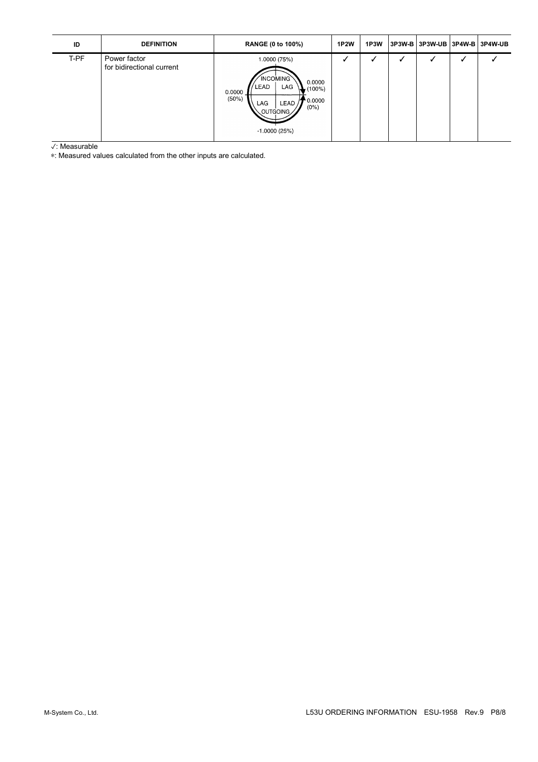| ID | DEFINITION | RANGE (0 to 100%) | 1P2W | 1P3W | 3P3W-B | 3P3W-UB | 3P4W-B | 3P4W-UB |
|---|---|---|---|---|---|---|---|---|
| T-PF | Power factor for bidirectional current | 1.0000 (75%) INCOMING LEAD LAG 0.0000 (100%) 0.0000 (50%) LAG LEAD 0.0000 (0%) OUTGOING -1.0000 (25%) | ✓ | ✓ | ✓ | ✓ | ✓ | ✓ |

✓: Measurable

*: Measured values calculated from the other inputs are calculated.